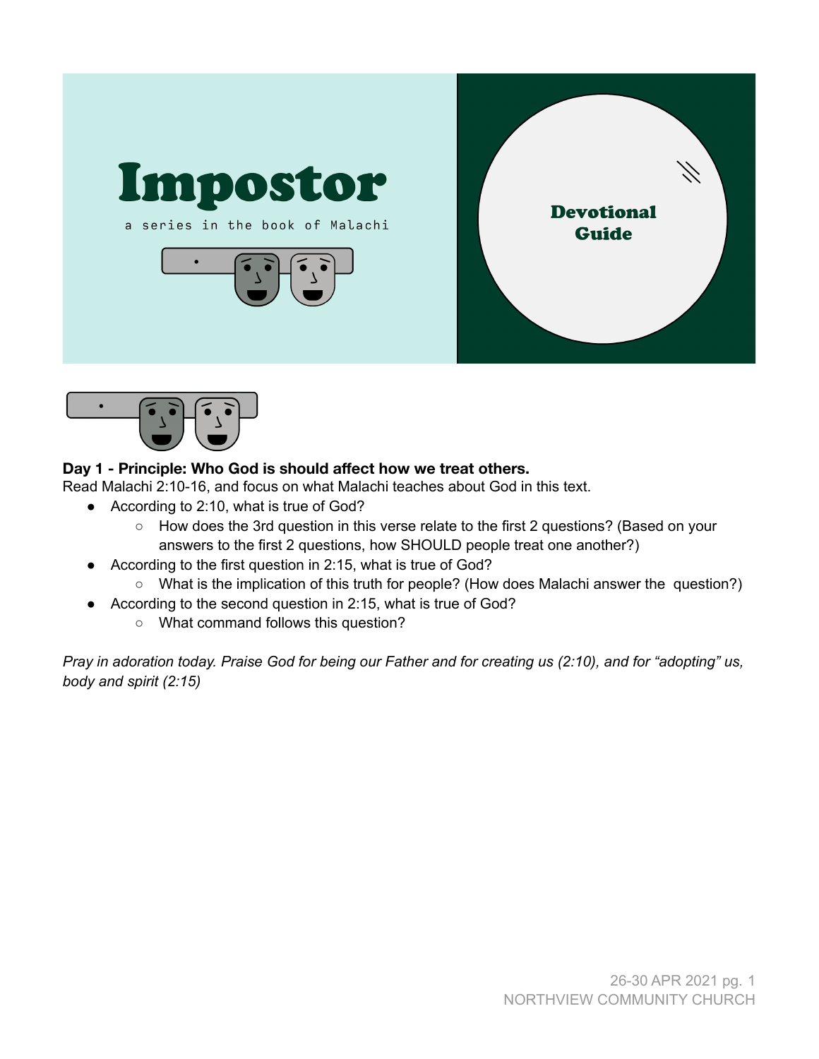# Impostor

a series in the book of Malachi

**Devotional Guide**

**Day 1 - Principle: Who God is should affect how we treat others.**

Read Malachi 2:10-16, and focus on what Malachi teaches about God in this text.

- According to 2:10, what is true of God?
  - How does the 3rd question in this verse relate to the first 2 questions? (Based on your answers to the first 2 questions, how SHOULD people treat one another?)
- According to the first question in 2:15, what is true of God?
  - What is the implication of this truth for people? (How does Malachi answer the question?)
- According to the second question in 2:15, what is true of God?
  - What command follows this question?

*Pray in adoration today. Praise God for being our Father and for creating us (2:10), and for “adopting” us, body and spirit (2:15)*

26-30 APR 2021

NORTHVIEW COMMUNITY CHURCH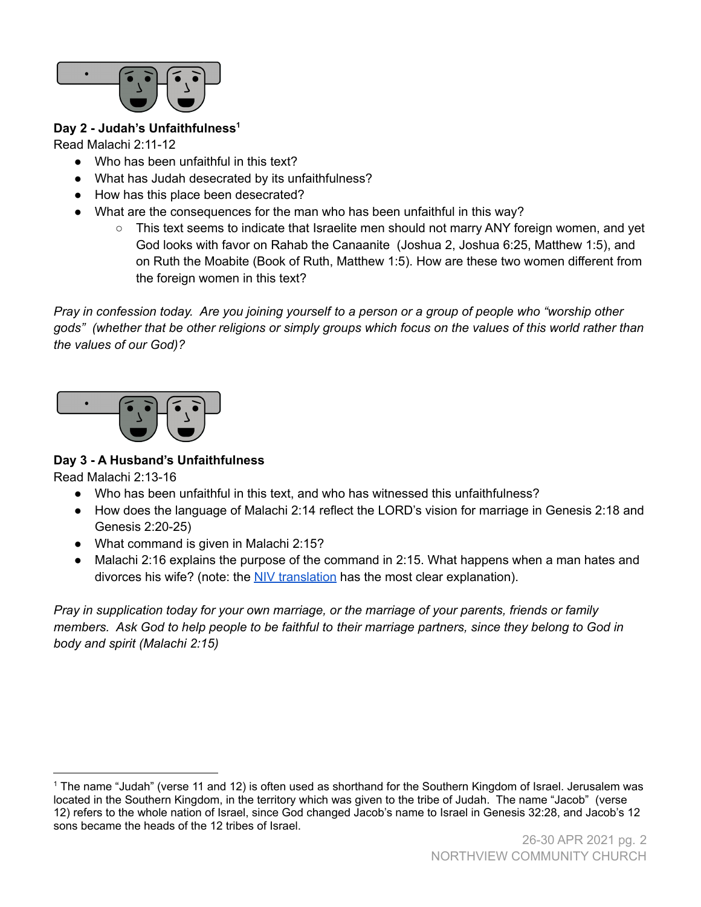**Day 2 - Judah's Unfaithfulness**[1]

Read Malachi 2:11-12

- Who has been unfaithful in this text?
- What has Judah desecrated by its unfaithfulness?
- How has this place been desecrated?
- What are the consequences for the man who has been unfaithful in this way?
    - This text seems to indicate that Israelite men should not marry ANY foreign women, and yet God looks with favor on Rahab the Canaanite (Joshua 2, Joshua 6:25, Matthew 1:5), and on Ruth the Moabite (Book of Ruth, Matthew 1:5). How are these two women different from the foreign women in this text?

*Pray in confession today. Are you joining yourself to a person or a group of people who "worship other gods" (whether that be other religions or simply groups which focus on the values of this world rather than the values of our God)?*

**Day 3 - A Husband's Unfaithfulness**

Read Malachi 2:13-16

- Who has been unfaithful in this text, and who has witnessed this unfaithfulness?
- How does the language of Malachi 2:14 reflect the LORD's vision for marriage in Genesis 2:18 and Genesis 2:20-25)
- What command is given in Malachi 2:15?
- Malachi 2:16 explains the purpose of the command in 2:15. What happens when a man hates and divorces his wife? (note: the NIV translation has the most clear explanation).

*Pray in supplication today for your own marriage, or the marriage of your parents, friends or family members. Ask God to help people to be faithful to their marriage partners, since they belong to God in body and spirit (Malachi 2:15)*

---

[1] The name "Judah" (verse 11 and 12) is often used as shorthand for the Southern Kingdom of Israel. Jerusalem was located in the Southern Kingdom, in the territory which was given to the tribe of Judah. The name "Jacob" (verse 12) refers to the whole nation of Israel, since God changed Jacob's name to Israel in Genesis 32:28, and Jacob's 12 sons became the heads of the 12 tribes of Israel.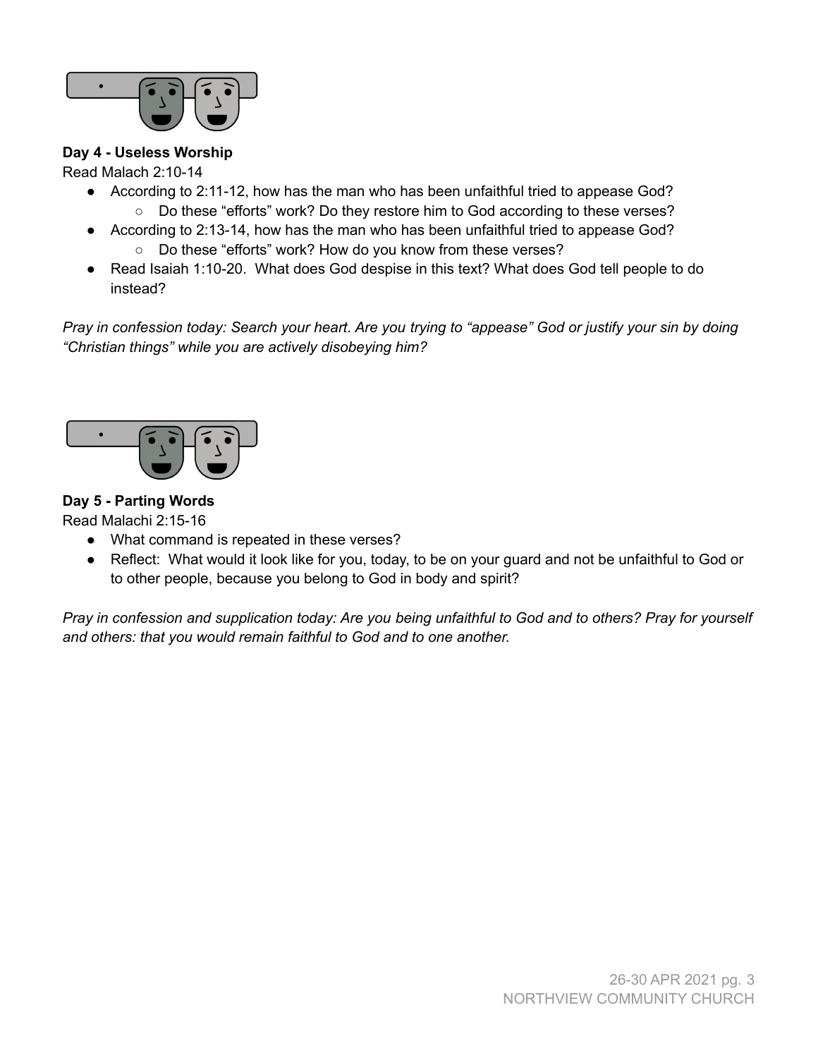**Day 4 - Useless Worship**

Read Malach 2:10-14

- According to 2:11-12, how has the man who has been unfaithful tried to appease God?
  - Do these “efforts” work? Do they restore him to God according to these verses?
- According to 2:13-14, how has the man who has been unfaithful tried to appease God?
  - Do these “efforts” work? How do you know from these verses?
- Read Isaiah 1:10-20. What does God despise in this text? What does God tell people to do instead?

*Pray in confession today: Search your heart. Are you trying to “appease” God or justify your sin by doing “Christian things” while you are actively disobeying him?*

**Day 5 - Parting Words**

Read Malachi 2:15-16

- What command is repeated in these verses?
- Reflect: What would it look like for you, today, to be on your guard and not be unfaithful to God or to other people, because you belong to God in body and spirit?

*Pray in confession and supplication today: Are you being unfaithful to God and to others? Pray for yourself and others: that you would remain faithful to God and to one another.*